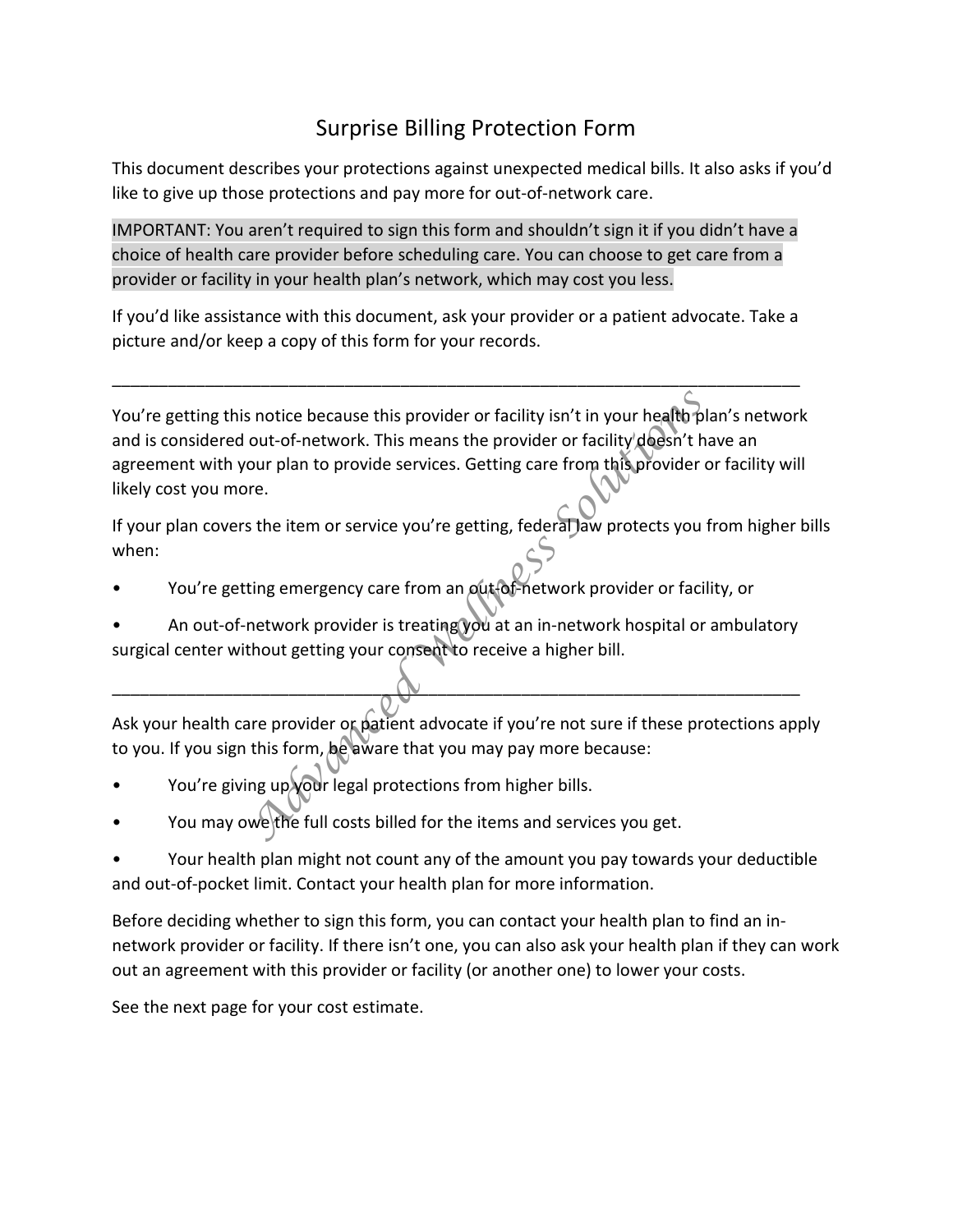# Surprise Billing Protection Form

This document describes your protections against unexpected medical bills. It also asks if you'd like to give up those protections and pay more for out-of-network care.

IMPORTANT: You aren't required to sign this form and shouldn't sign it if you didn't have a choice of health care provider before scheduling care. You can choose to get care from a provider or facility in your health plan's network, which may cost you less.

If you'd like assistance with this document, ask your provider or a patient advocate. Take a picture and/or keep a copy of this form for your records.

---

You're getting this notice because this provider or facility isn't in your health plan's network and is considered out-of-network. This means the provider or facility doesn't have an agreement with your plan to provide services. Getting care from this provider or facility will likely cost you more.

If your plan covers the item or service you're getting, federal law protects you from higher bills when:

- You're getting emergency care from an out-of-network provider or facility, or
- An out-of-network provider is treating you at an in-network hospital or ambulatory surgical center without getting your consent to receive a higher bill.

---

Ask your health care provider or patient advocate if you're not sure if these protections apply to you. If you sign this form, be aware that you may pay more because:

- You're giving up your legal protections from higher bills.
- You may owe the full costs billed for the items and services you get.
- Your health plan might not count any of the amount you pay towards your deductible and out-of-pocket limit. Contact your health plan for more information.

Before deciding whether to sign this form, you can contact your health plan to find an in-network provider or facility. If there isn't one, you can also ask your health plan if they can work out an agreement with this provider or facility (or another one) to lower your costs.

See the next page for your cost estimate.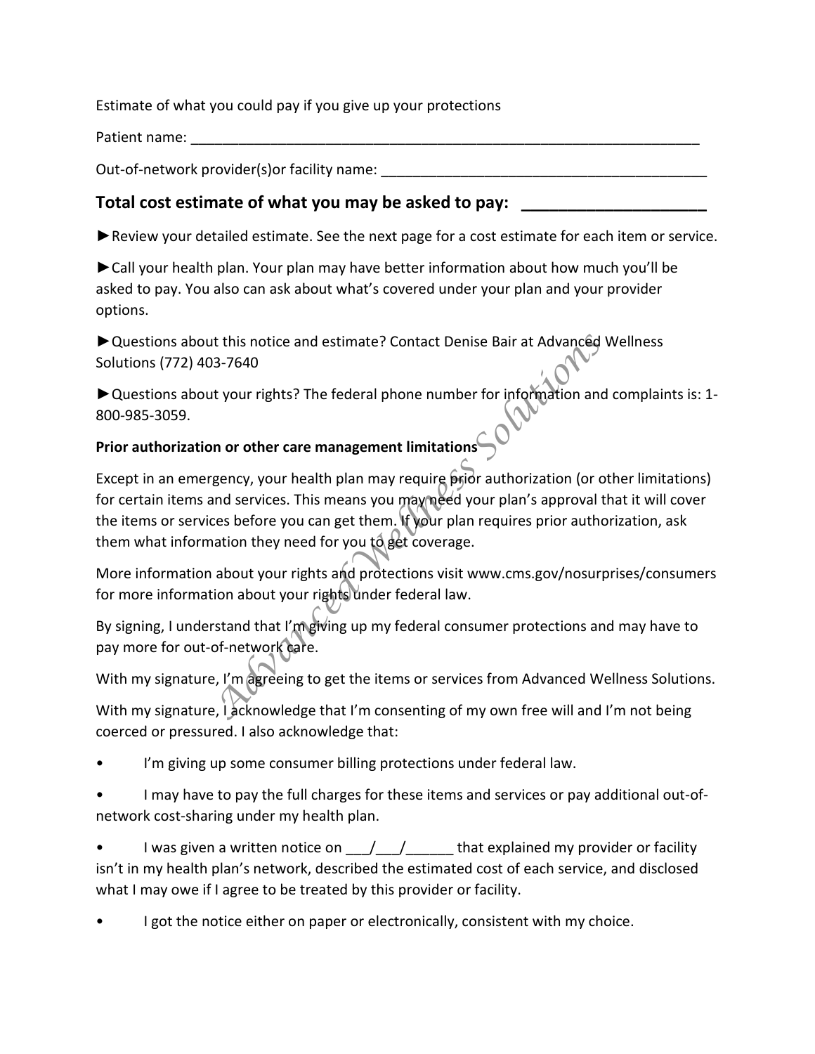Estimate of what you could pay if you give up your protections

Patient name: ___________________________________________________________________

Out-of-network provider(s)or facility name: __________________________________________

## Total cost estimate of what you may be asked to pay: ____________________

►Review your detailed estimate. See the next page for a cost estimate for each item or service.

►Call your health plan. Your plan may have better information about how much you'll be asked to pay. You also can ask about what's covered under your plan and your provider options.

►Questions about this notice and estimate? Contact Denise Bair at Advanced Wellness Solutions (772) 403-7640

►Questions about your rights? The federal phone number for information and complaints is: 1-800-985-3059.

**Prior authorization or other care management limitations**

Except in an emergency, your health plan may require prior authorization (or other limitations) for certain items and services. This means you may need your plan's approval that it will cover the items or services before you can get them. If your plan requires prior authorization, ask them what information they need for you to get coverage.

More information about your rights and protections visit www.cms.gov/nosurprises/consumers for more information about your rights under federal law.

By signing, I understand that I'm giving up my federal consumer protections and may have to pay more for out-of-network care.

With my signature, I'm agreeing to get the items or services from Advanced Wellness Solutions.

With my signature, I acknowledge that I'm consenting of my own free will and I'm not being coerced or pressured. I also acknowledge that:

- I'm giving up some consumer billing protections under federal law.
- I may have to pay the full charges for these items and services or pay additional out-of-network cost-sharing under my health plan.
- I was given a written notice on ___/___/______ that explained my provider or facility isn't in my health plan's network, described the estimated cost of each service, and disclosed what I may owe if I agree to be treated by this provider or facility.
- I got the notice either on paper or electronically, consistent with my choice.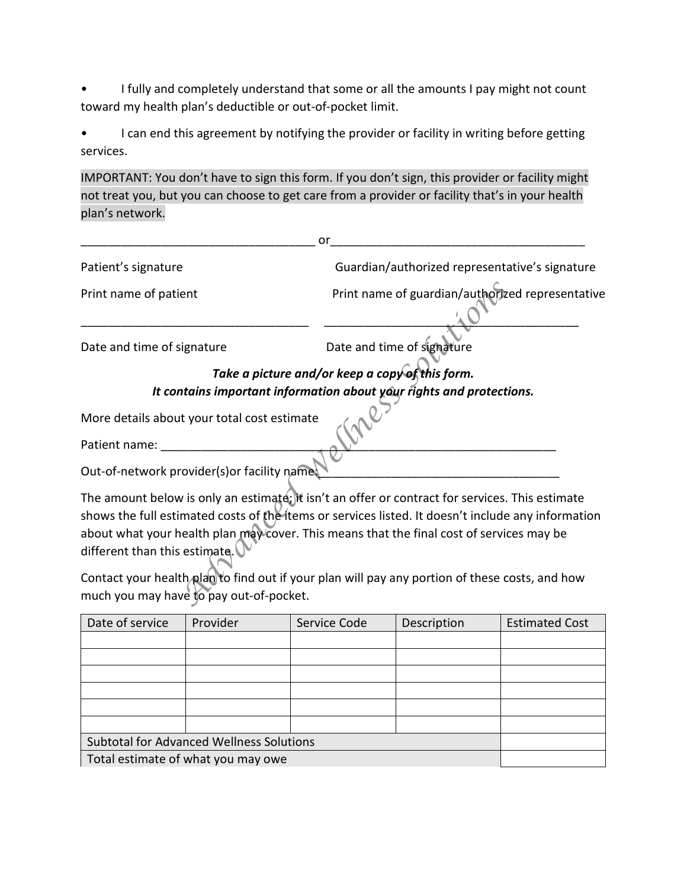- I fully and completely understand that some or all the amounts I pay might not count toward my health plan's deductible or out-of-pocket limit.
- I can end this agreement by notifying the provider or facility in writing before getting services.

IMPORTANT: You don't have to sign this form. If you don't sign, this provider or facility might not treat you, but you can choose to get care from a provider or facility that's in your health plan's network.

___________________________________ or ______________________________________

Patient's signature — Guardian/authorized representative's signature

Print name of patient — Print name of guardian/authorized representative

_________________________________ _______________________________________

Date and time of signature — Date and time of signature

***Take a picture and/or keep a copy of this form.***
***It contains important information about your rights and protections.***

More details about your total cost estimate

Patient name: ____________________________________________________________

Out-of-network provider(s)or facility name: ___________________________________

The amount below is only an estimate; it isn't an offer or contract for services. This estimate shows the full estimated costs of the items or services listed. It doesn't include any information about what your health plan may cover. This means that the final cost of services may be different than this estimate.

Contact your health plan to find out if your plan will pay any portion of these costs, and how much you may have to pay out-of-pocket.

| Date of service | Provider | Service Code | Description | Estimated Cost |
| --- | --- | --- | --- | --- |
| | | | | |
| | | | | |
| | | | | |
| | | | | |
| | | | | |
| | | | | |
| Subtotal for Advanced Wellness Solutions | | | | |
| Total estimate of what you may owe | | | | |